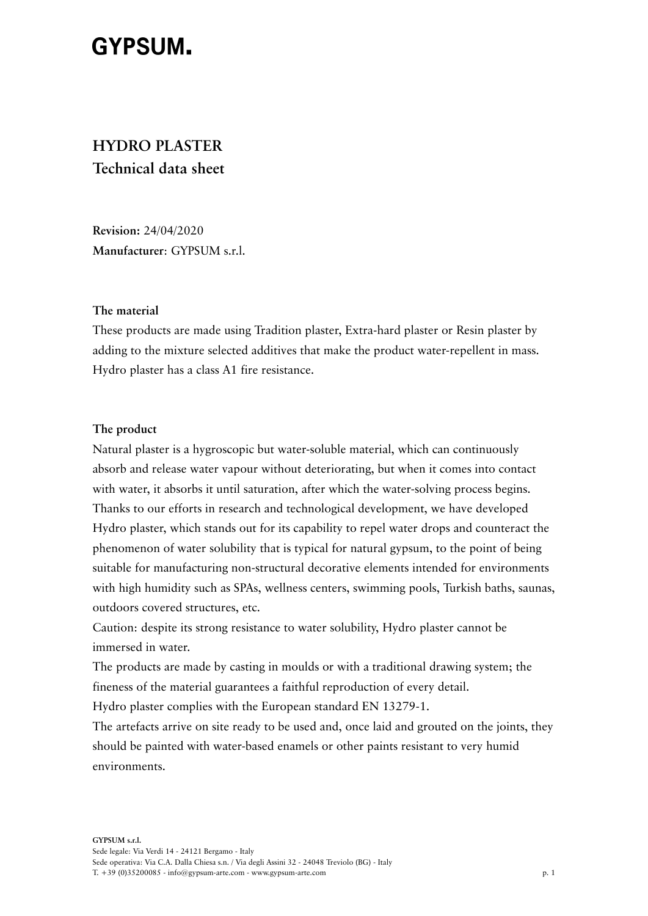# GYPSUM.

## HYDRO PLASTER
## Technical data sheet

**Revision:** 24/04/2020
**Manufacturer**: GYPSUM s.r.l.

### The material

These products are made using Tradition plaster, Extra-hard plaster or Resin plaster by adding to the mixture selected additives that make the product water-repellent in mass. Hydro plaster has a class A1 fire resistance.

### The product

Natural plaster is a hygroscopic but water-soluble material, which can continuously absorb and release water vapour without deteriorating, but when it comes into contact with water, it absorbs it until saturation, after which the water-solving process begins. Thanks to our efforts in research and technological development, we have developed Hydro plaster, which stands out for its capability to repel water drops and counteract the phenomenon of water solubility that is typical for natural gypsum, to the point of being suitable for manufacturing non-structural decorative elements intended for environments with high humidity such as SPAs, wellness centers, swimming pools, Turkish baths, saunas, outdoors covered structures, etc.
Caution: despite its strong resistance to water solubility, Hydro plaster cannot be immersed in water.
The products are made by casting in moulds or with a traditional drawing system; the fineness of the material guarantees a faithful reproduction of every detail.
Hydro plaster complies with the European standard EN 13279-1.
The artefacts arrive on site ready to be used and, once laid and grouted on the joints, they should be painted with water-based enamels or other paints resistant to very humid environments.

**GYPSUM s.r.l.**
Sede legale: Via Verdi 14 - 24121 Bergamo - Italy
Sede operativa: Via C.A. Dalla Chiesa s.n. / Via degli Assini 32 - 24048 Treviolo (BG) - Italy
T. +39 (0)35200085 - info@gypsum-arte.com - www.gypsum-arte.com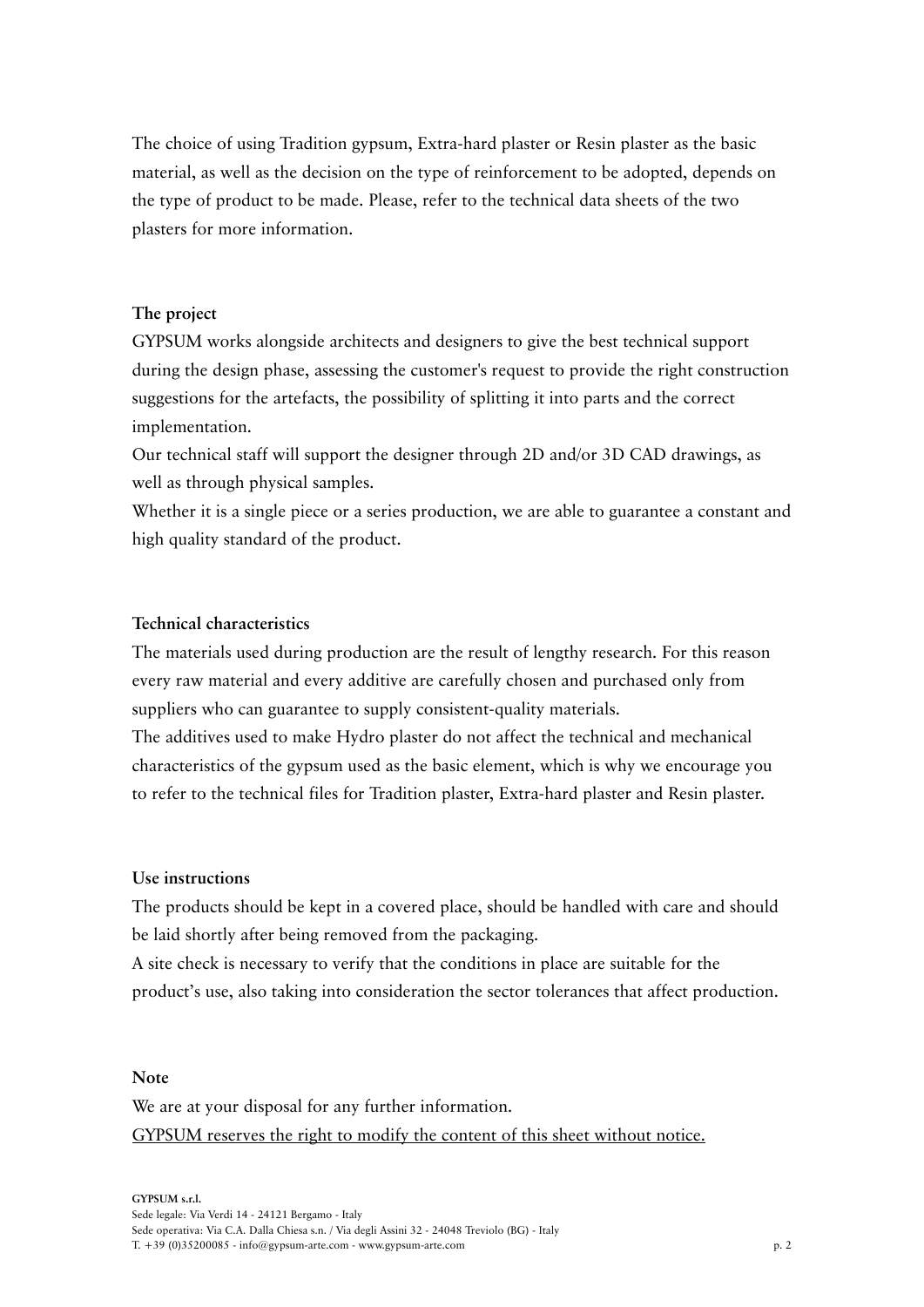The choice of using Tradition gypsum, Extra-hard plaster or Resin plaster as the basic material, as well as the decision on the type of reinforcement to be adopted, depends on the type of product to be made. Please, refer to the technical data sheets of the two plasters for more information.

**The project**

GYPSUM works alongside architects and designers to give the best technical support during the design phase, assessing the customer's request to provide the right construction suggestions for the artefacts, the possibility of splitting it into parts and the correct implementation.

Our technical staff will support the designer through 2D and/or 3D CAD drawings, as well as through physical samples.

Whether it is a single piece or a series production, we are able to guarantee a constant and high quality standard of the product.

**Technical characteristics**

The materials used during production are the result of lengthy research. For this reason every raw material and every additive are carefully chosen and purchased only from suppliers who can guarantee to supply consistent-quality materials.

The additives used to make Hydro plaster do not affect the technical and mechanical characteristics of the gypsum used as the basic element, which is why we encourage you to refer to the technical files for Tradition plaster, Extra-hard plaster and Resin plaster.

**Use instructions**

The products should be kept in a covered place, should be handled with care and should be laid shortly after being removed from the packaging.

A site check is necessary to verify that the conditions in place are suitable for the product's use, also taking into consideration the sector tolerances that affect production.

**Note**

We are at your disposal for any further information.

<u>GYPSUM reserves the right to modify the content of this sheet without notice.</u>

**GYPSUM s.r.l.**
Sede legale: Via Verdi 14 - 24121 Bergamo - Italy
Sede operativa: Via C.A. Dalla Chiesa s.n. / Via degli Assini 32 - 24048 Treviolo (BG) - Italy
T. +39 (0)35200085 - info@gypsum-arte.com - www.gypsum-arte.com